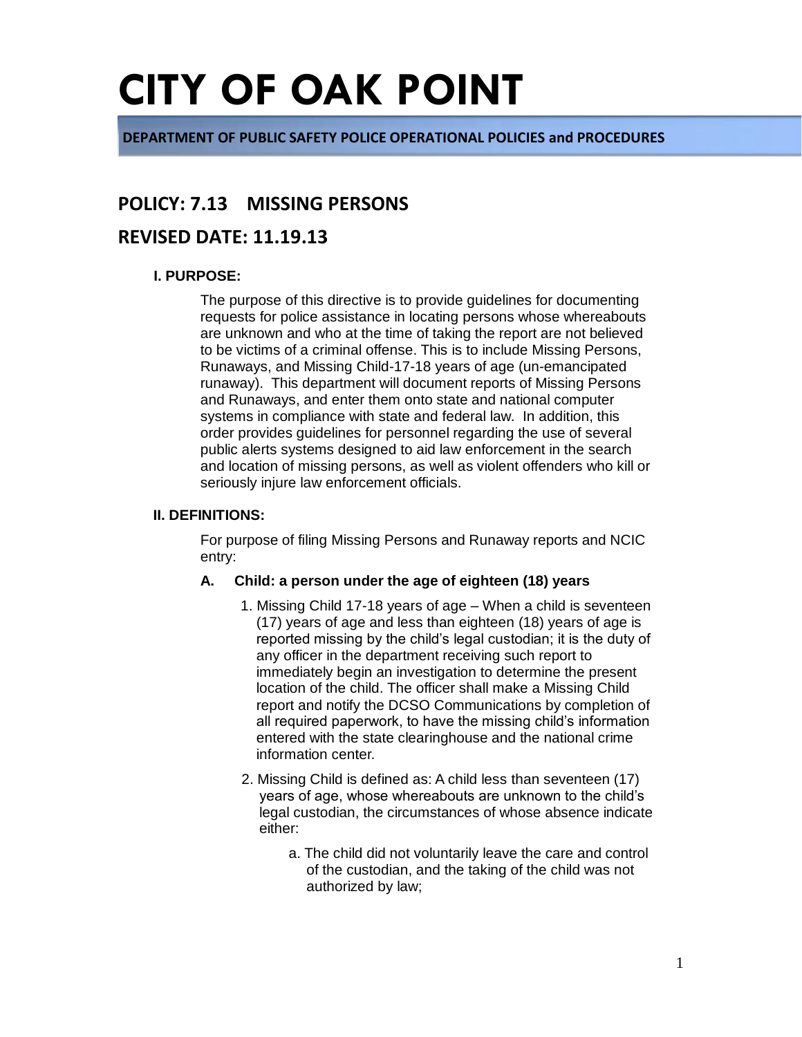# CITY OF OAK POINT

**DEPARTMENT OF PUBLIC SAFETY POLICE OPERATIONAL POLICIES and PROCEDURES**

## POLICY: 7.13 MISSING PERSONS

## REVISED DATE: 11.19.13

### I. PURPOSE:

The purpose of this directive is to provide guidelines for documenting requests for police assistance in locating persons whose whereabouts are unknown and who at the time of taking the report are not believed to be victims of a criminal offense. This is to include Missing Persons, Runaways, and Missing Child-17-18 years of age (un-emancipated runaway). This department will document reports of Missing Persons and Runaways, and enter them onto state and national computer systems in compliance with state and federal law. In addition, this order provides guidelines for personnel regarding the use of several public alerts systems designed to aid law enforcement in the search and location of missing persons, as well as violent offenders who kill or seriously injure law enforcement officials.

### II. DEFINITIONS:

For purpose of filing Missing Persons and Runaway reports and NCIC entry:

**A. Child: a person under the age of eighteen (18) years**

1. Missing Child 17-18 years of age – When a child is seventeen (17) years of age and less than eighteen (18) years of age is reported missing by the child's legal custodian; it is the duty of any officer in the department receiving such report to immediately begin an investigation to determine the present location of the child. The officer shall make a Missing Child report and notify the DCSO Communications by completion of all required paperwork, to have the missing child's information entered with the state clearinghouse and the national crime information center.

2. Missing Child is defined as: A child less than seventeen (17) years of age, whose whereabouts are unknown to the child's legal custodian, the circumstances of whose absence indicate either:

   a. The child did not voluntarily leave the care and control of the custodian, and the taking of the child was not authorized by law;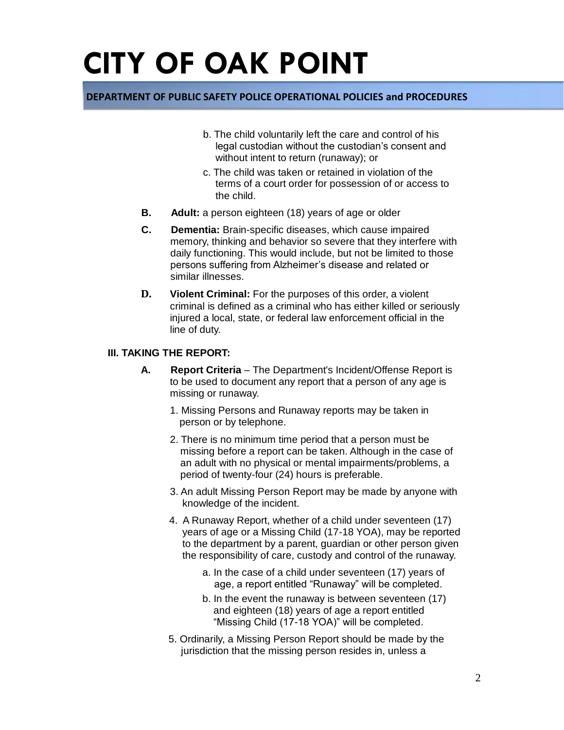b. The child voluntarily left the care and control of his legal custodian without the custodian's consent and without intent to return (runaway); or

c. The child was taken or retained in violation of the terms of a court order for possession of or access to the child.

**B.** **Adult:** a person eighteen (18) years of age or older

**C.** **Dementia:** Brain-specific diseases, which cause impaired memory, thinking and behavior so severe that they interfere with daily functioning. This would include, but not be limited to those persons suffering from Alzheimer's disease and related or similar illnesses.

**D.** **Violent Criminal:** For the purposes of this order, a violent criminal is defined as a criminal who has either killed or seriously injured a local, state, or federal law enforcement official in the line of duty.

### III. TAKING THE REPORT:

**A.** **Report Criteria** – The Department's Incident/Offense Report is to be used to document any report that a person of any age is missing or runaway.

1. Missing Persons and Runaway reports may be taken in person or by telephone.
2. There is no minimum time period that a person must be missing before a report can be taken. Although in the case of an adult with no physical or mental impairments/problems, a period of twenty-four (24) hours is preferable.
3. An adult Missing Person Report may be made by anyone with knowledge of the incident.
4. A Runaway Report, whether of a child under seventeen (17) years of age or a Missing Child (17-18 YOA), may be reported to the department by a parent, guardian or other person given the responsibility of care, custody and control of the runaway.
   - a. In the case of a child under seventeen (17) years of age, a report entitled "Runaway" will be completed.
   - b. In the event the runaway is between seventeen (17) and eighteen (18) years of age a report entitled "Missing Child (17-18 YOA)" will be completed.
5. Ordinarily, a Missing Person Report should be made by the jurisdiction that the missing person resides in, unless a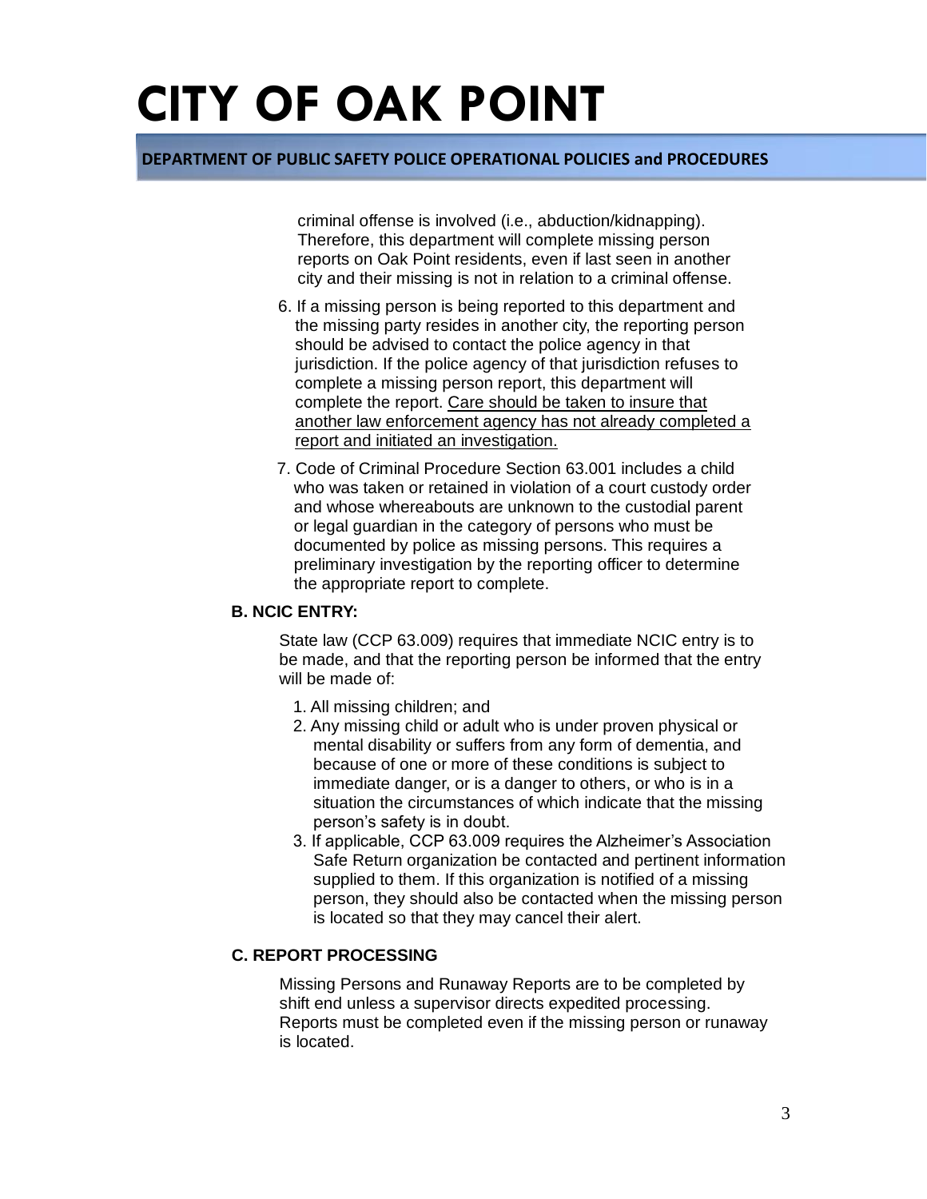criminal offense is involved (i.e., abduction/kidnapping). Therefore, this department will complete missing person reports on Oak Point residents, even if last seen in another city and their missing is not in relation to a criminal offense.

6. If a missing person is being reported to this department and the missing party resides in another city, the reporting person should be advised to contact the police agency in that jurisdiction. If the police agency of that jurisdiction refuses to complete a missing person report, this department will complete the report. <u>Care should be taken to insure that another law enforcement agency has not already completed a report and initiated an investigation.</u>
7. Code of Criminal Procedure Section 63.001 includes a child who was taken or retained in violation of a court custody order and whose whereabouts are unknown to the custodial parent or legal guardian in the category of persons who must be documented by police as missing persons. This requires a preliminary investigation by the reporting officer to determine the appropriate report to complete.

**B. NCIC ENTRY:**

State law (CCP 63.009) requires that immediate NCIC entry is to be made, and that the reporting person be informed that the entry will be made of:

1. All missing children; and
2. Any missing child or adult who is under proven physical or mental disability or suffers from any form of dementia, and because of one or more of these conditions is subject to immediate danger, or is a danger to others, or who is in a situation the circumstances of which indicate that the missing person's safety is in doubt.
3. If applicable, CCP 63.009 requires the Alzheimer's Association Safe Return organization be contacted and pertinent information supplied to them. If this organization is notified of a missing person, they should also be contacted when the missing person is located so that they may cancel their alert.

**C. REPORT PROCESSING**

Missing Persons and Runaway Reports are to be completed by shift end unless a supervisor directs expedited processing. Reports must be completed even if the missing person or runaway is located.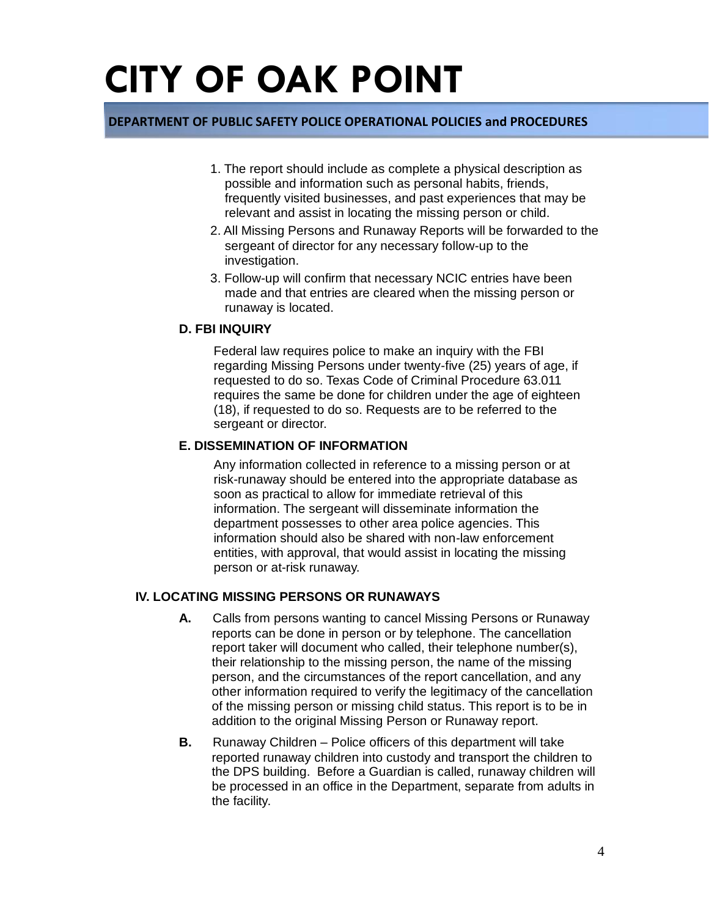1. The report should include as complete a physical description as possible and information such as personal habits, friends, frequently visited businesses, and past experiences that may be relevant and assist in locating the missing person or child.
2. All Missing Persons and Runaway Reports will be forwarded to the sergeant of director for any necessary follow-up to the investigation.
3. Follow-up will confirm that necessary NCIC entries have been made and that entries are cleared when the missing person or runaway is located.

**D. FBI INQUIRY**

Federal law requires police to make an inquiry with the FBI regarding Missing Persons under twenty-five (25) years of age, if requested to do so. Texas Code of Criminal Procedure 63.011 requires the same be done for children under the age of eighteen (18), if requested to do so. Requests are to be referred to the sergeant or director.

**E. DISSEMINATION OF INFORMATION**

Any information collected in reference to a missing person or at risk-runaway should be entered into the appropriate database as soon as practical to allow for immediate retrieval of this information. The sergeant will disseminate information the department possesses to other area police agencies. This information should also be shared with non-law enforcement entities, with approval, that would assist in locating the missing person or at-risk runaway.

**IV. LOCATING MISSING PERSONS OR RUNAWAYS**

**A.** Calls from persons wanting to cancel Missing Persons or Runaway reports can be done in person or by telephone. The cancellation report taker will document who called, their telephone number(s), their relationship to the missing person, the name of the missing person, and the circumstances of the report cancellation, and any other information required to verify the legitimacy of the cancellation of the missing person or missing child status. This report is to be in addition to the original Missing Person or Runaway report.

**B.** Runaway Children – Police officers of this department will take reported runaway children into custody and transport the children to the DPS building. Before a Guardian is called, runaway children will be processed in an office in the Department, separate from adults in the facility.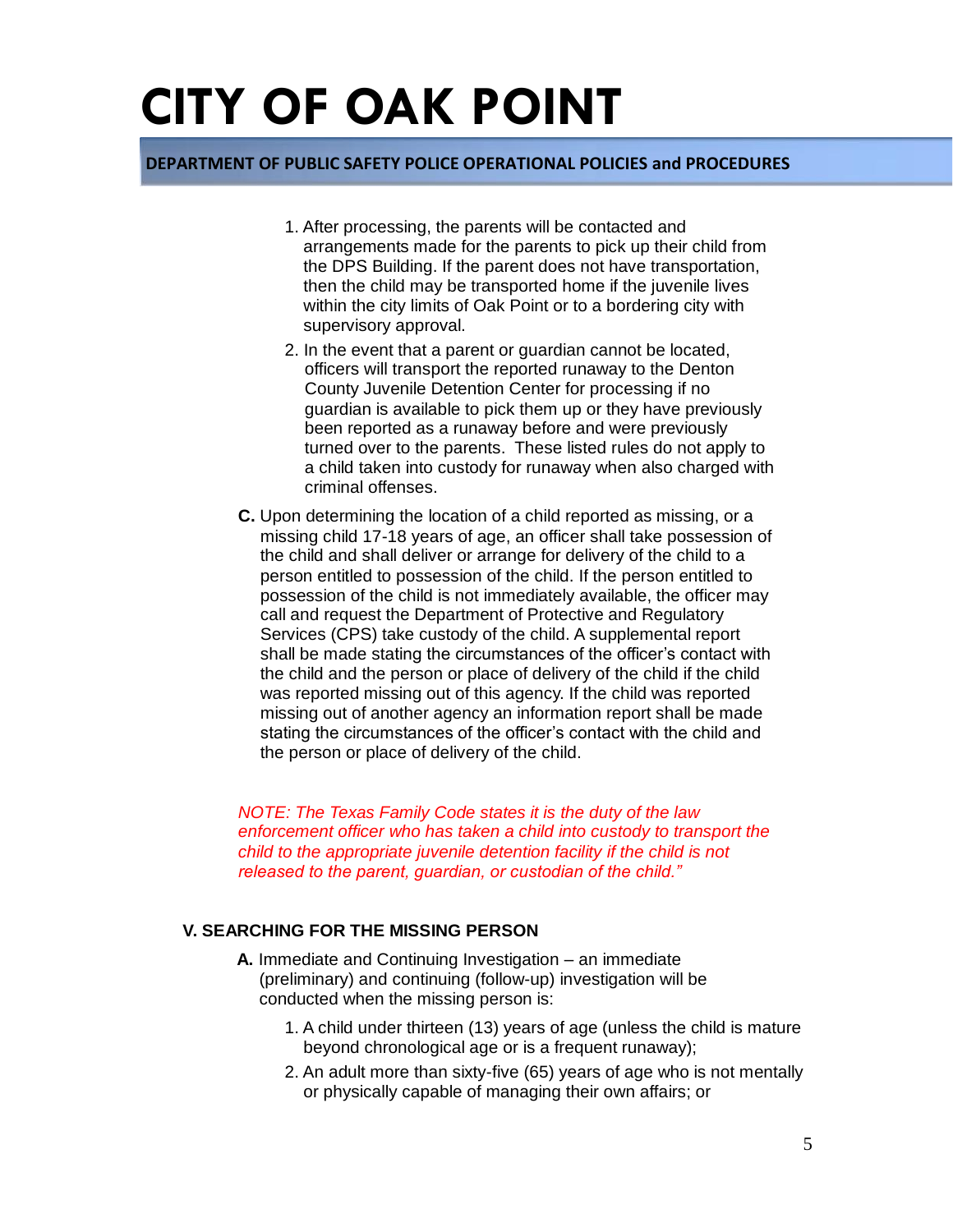1. After processing, the parents will be contacted and arrangements made for the parents to pick up their child from the DPS Building. If the parent does not have transportation, then the child may be transported home if the juvenile lives within the city limits of Oak Point or to a bordering city with supervisory approval.
2. In the event that a parent or guardian cannot be located, officers will transport the reported runaway to the Denton County Juvenile Detention Center for processing if no guardian is available to pick them up or they have previously been reported as a runaway before and were previously turned over to the parents. These listed rules do not apply to a child taken into custody for runaway when also charged with criminal offenses.

**C.** Upon determining the location of a child reported as missing, or a missing child 17-18 years of age, an officer shall take possession of the child and shall deliver or arrange for delivery of the child to a person entitled to possession of the child. If the person entitled to possession of the child is not immediately available, the officer may call and request the Department of Protective and Regulatory Services (CPS) take custody of the child. A supplemental report shall be made stating the circumstances of the officer's contact with the child and the person or place of delivery of the child if the child was reported missing out of this agency. If the child was reported missing out of another agency an information report shall be made stating the circumstances of the officer's contact with the child and the person or place of delivery of the child.

*NOTE: The Texas Family Code states it is the duty of the law enforcement officer who has taken a child into custody to transport the child to the appropriate juvenile detention facility if the child is not released to the parent, guardian, or custodian of the child."*

## V. SEARCHING FOR THE MISSING PERSON

**A.** Immediate and Continuing Investigation – an immediate (preliminary) and continuing (follow-up) investigation will be conducted when the missing person is:

1. A child under thirteen (13) years of age (unless the child is mature beyond chronological age or is a frequent runaway);
2. An adult more than sixty-five (65) years of age who is not mentally or physically capable of managing their own affairs; or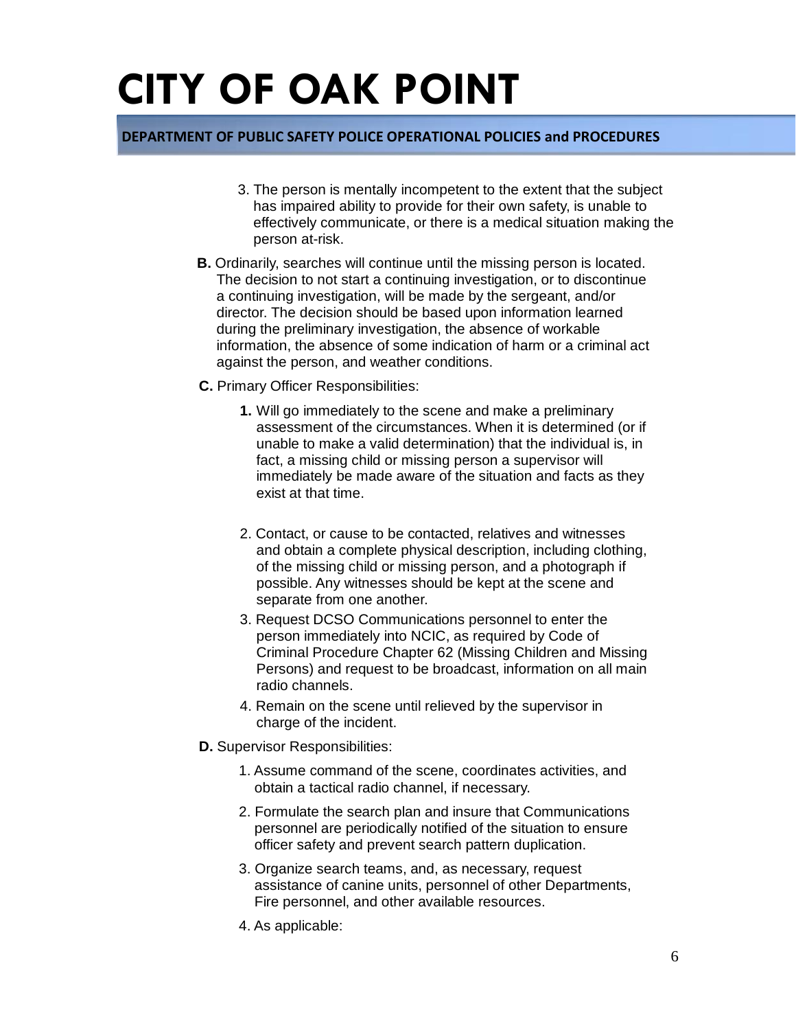3. The person is mentally incompetent to the extent that the subject has impaired ability to provide for their own safety, is unable to effectively communicate, or there is a medical situation making the person at-risk.

**B.** Ordinarily, searches will continue until the missing person is located. The decision to not start a continuing investigation, or to discontinue a continuing investigation, will be made by the sergeant, and/or director. The decision should be based upon information learned during the preliminary investigation, the absence of workable information, the absence of some indication of harm or a criminal act against the person, and weather conditions.

**C.** Primary Officer Responsibilities:

**1.** Will go immediately to the scene and make a preliminary assessment of the circumstances. When it is determined (or if unable to make a valid determination) that the individual is, in fact, a missing child or missing person a supervisor will immediately be made aware of the situation and facts as they exist at that time.

2. Contact, or cause to be contacted, relatives and witnesses and obtain a complete physical description, including clothing, of the missing child or missing person, and a photograph if possible. Any witnesses should be kept at the scene and separate from one another.

3. Request DCSO Communications personnel to enter the person immediately into NCIC, as required by Code of Criminal Procedure Chapter 62 (Missing Children and Missing Persons) and request to be broadcast, information on all main radio channels.

4. Remain on the scene until relieved by the supervisor in charge of the incident.

**D.** Supervisor Responsibilities:

1. Assume command of the scene, coordinates activities, and obtain a tactical radio channel, if necessary.

2. Formulate the search plan and insure that Communications personnel are periodically notified of the situation to ensure officer safety and prevent search pattern duplication.

3. Organize search teams, and, as necessary, request assistance of canine units, personnel of other Departments, Fire personnel, and other available resources.

4. As applicable: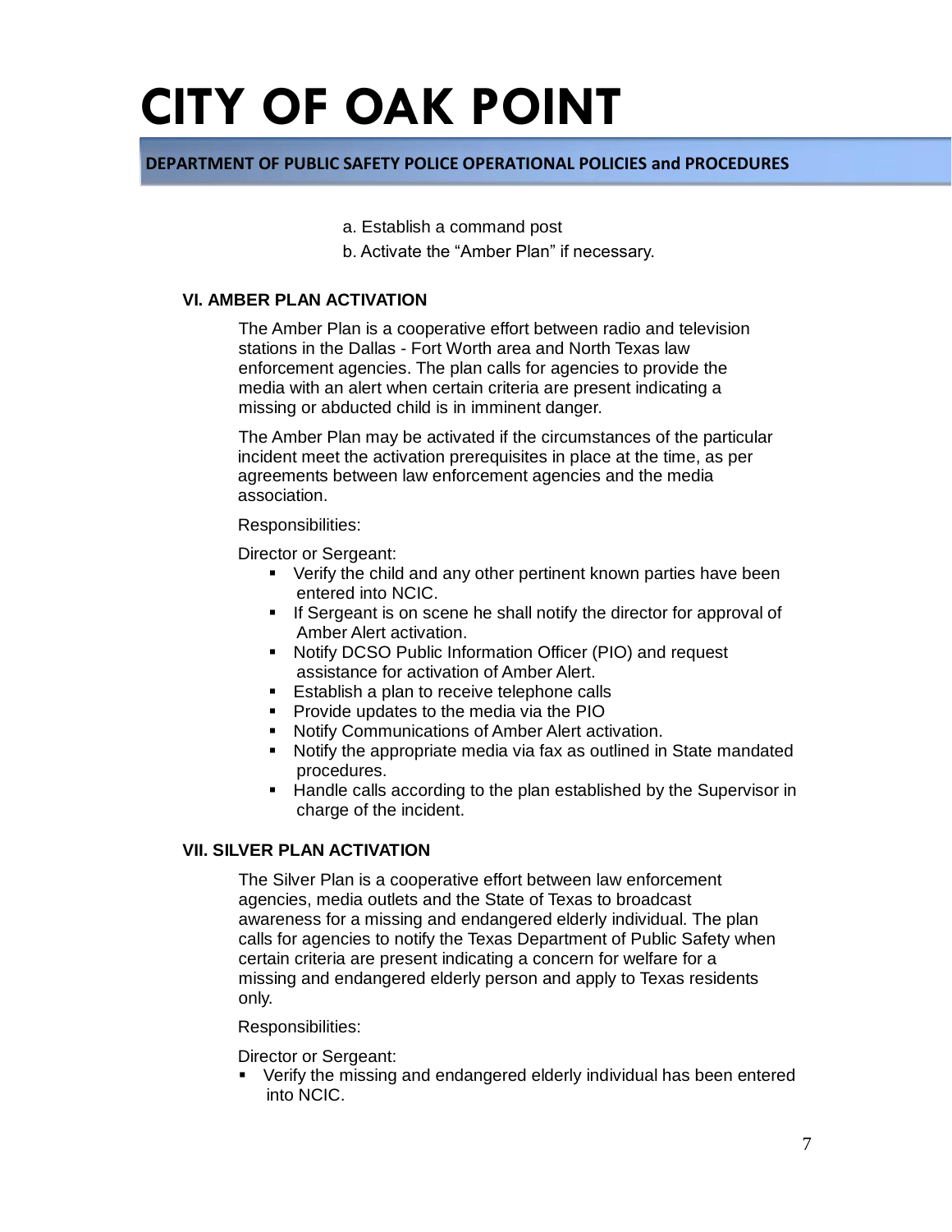a. Establish a command post

b. Activate the “Amber Plan” if necessary.

### VI. AMBER PLAN ACTIVATION

The Amber Plan is a cooperative effort between radio and television stations in the Dallas - Fort Worth area and North Texas law enforcement agencies. The plan calls for agencies to provide the media with an alert when certain criteria are present indicating a missing or abducted child is in imminent danger.

The Amber Plan may be activated if the circumstances of the particular incident meet the activation prerequisites in place at the time, as per agreements between law enforcement agencies and the media association.

Responsibilities:

Director or Sergeant:

- Verify the child and any other pertinent known parties have been entered into NCIC.
- If Sergeant is on scene he shall notify the director for approval of Amber Alert activation.
- Notify DCSO Public Information Officer (PIO) and request assistance for activation of Amber Alert.
- Establish a plan to receive telephone calls
- Provide updates to the media via the PIO
- Notify Communications of Amber Alert activation.
- Notify the appropriate media via fax as outlined in State mandated procedures.
- Handle calls according to the plan established by the Supervisor in charge of the incident.

### VII. SILVER PLAN ACTIVATION

The Silver Plan is a cooperative effort between law enforcement agencies, media outlets and the State of Texas to broadcast awareness for a missing and endangered elderly individual. The plan calls for agencies to notify the Texas Department of Public Safety when certain criteria are present indicating a concern for welfare for a missing and endangered elderly person and apply to Texas residents only.

Responsibilities:

Director or Sergeant:

- Verify the missing and endangered elderly individual has been entered into NCIC.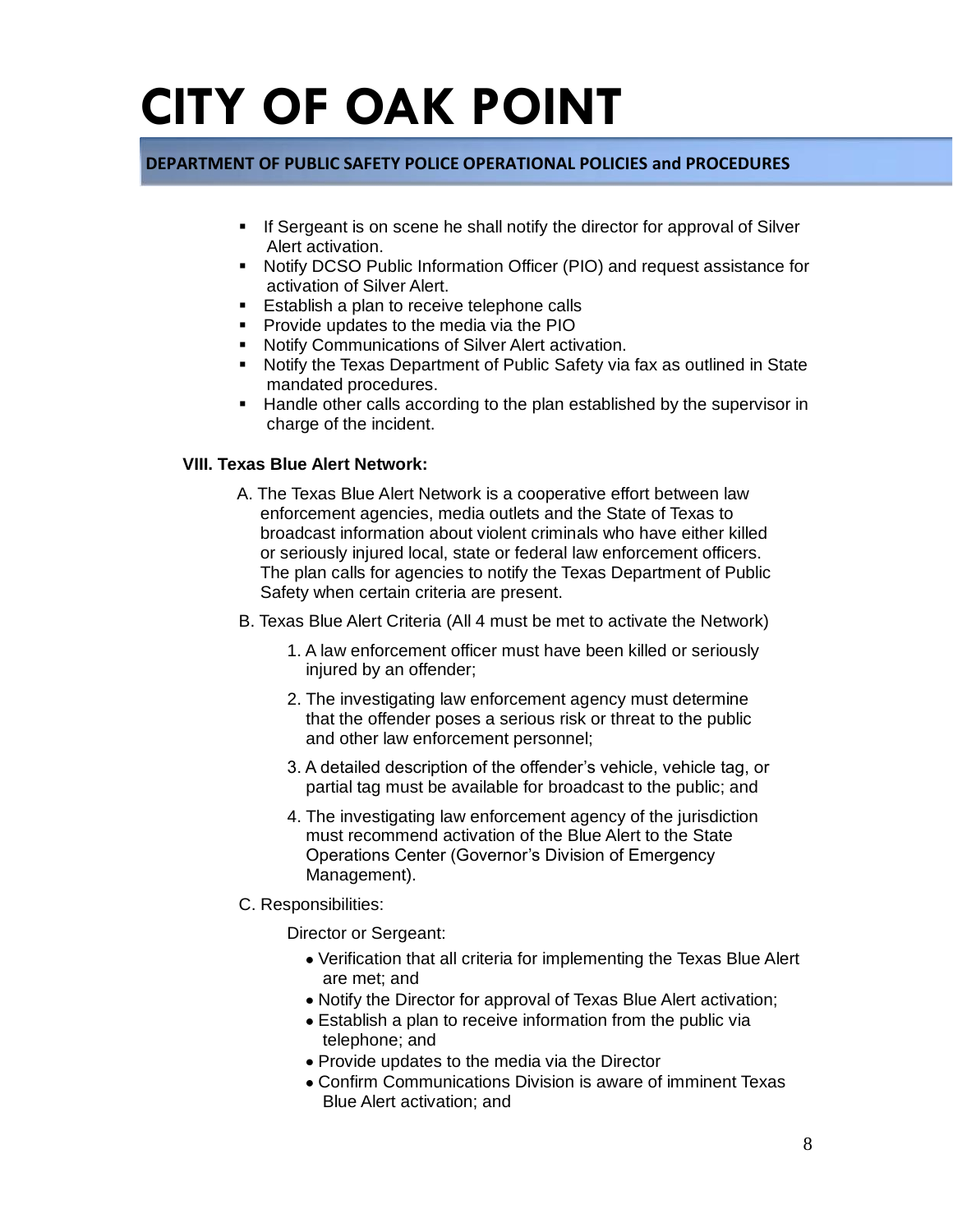- If Sergeant is on scene he shall notify the director for approval of Silver Alert activation.
- Notify DCSO Public Information Officer (PIO) and request assistance for activation of Silver Alert.
- Establish a plan to receive telephone calls
- Provide updates to the media via the PIO
- Notify Communications of Silver Alert activation.
- Notify the Texas Department of Public Safety via fax as outlined in State mandated procedures.
- Handle other calls according to the plan established by the supervisor in charge of the incident.

**VIII. Texas Blue Alert Network:**

A. The Texas Blue Alert Network is a cooperative effort between law enforcement agencies, media outlets and the State of Texas to broadcast information about violent criminals who have either killed or seriously injured local, state or federal law enforcement officers. The plan calls for agencies to notify the Texas Department of Public Safety when certain criteria are present.

B. Texas Blue Alert Criteria (All 4 must be met to activate the Network)

1. A law enforcement officer must have been killed or seriously injured by an offender;
2. The investigating law enforcement agency must determine that the offender poses a serious risk or threat to the public and other law enforcement personnel;
3. A detailed description of the offender's vehicle, vehicle tag, or partial tag must be available for broadcast to the public; and
4. The investigating law enforcement agency of the jurisdiction must recommend activation of the Blue Alert to the State Operations Center (Governor's Division of Emergency Management).

C. Responsibilities:

Director or Sergeant:

- Verification that all criteria for implementing the Texas Blue Alert are met; and
- Notify the Director for approval of Texas Blue Alert activation;
- Establish a plan to receive information from the public via telephone; and
- Provide updates to the media via the Director
- Confirm Communications Division is aware of imminent Texas Blue Alert activation; and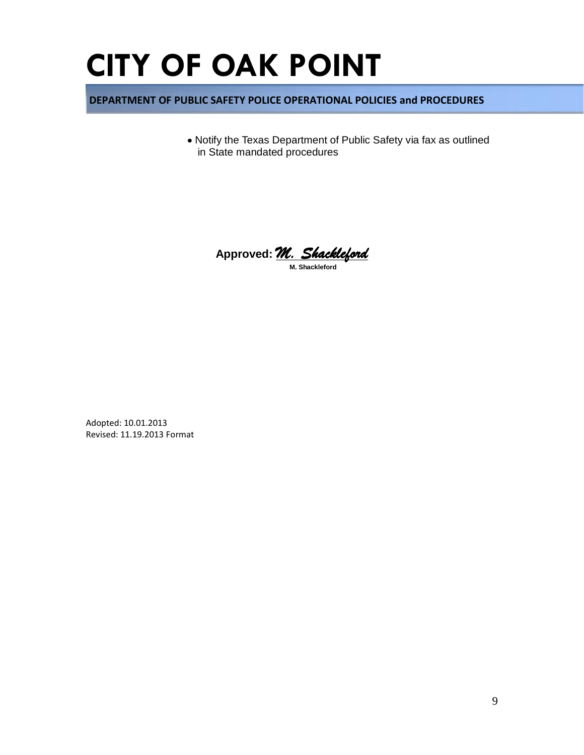- Notify the Texas Department of Public Safety via fax as outlined in State mandated procedures

**Approved:** *M. Shackleford*
**M. Shackleford**

Adopted: 10.01.2013
Revised: 11.19.2013 Format